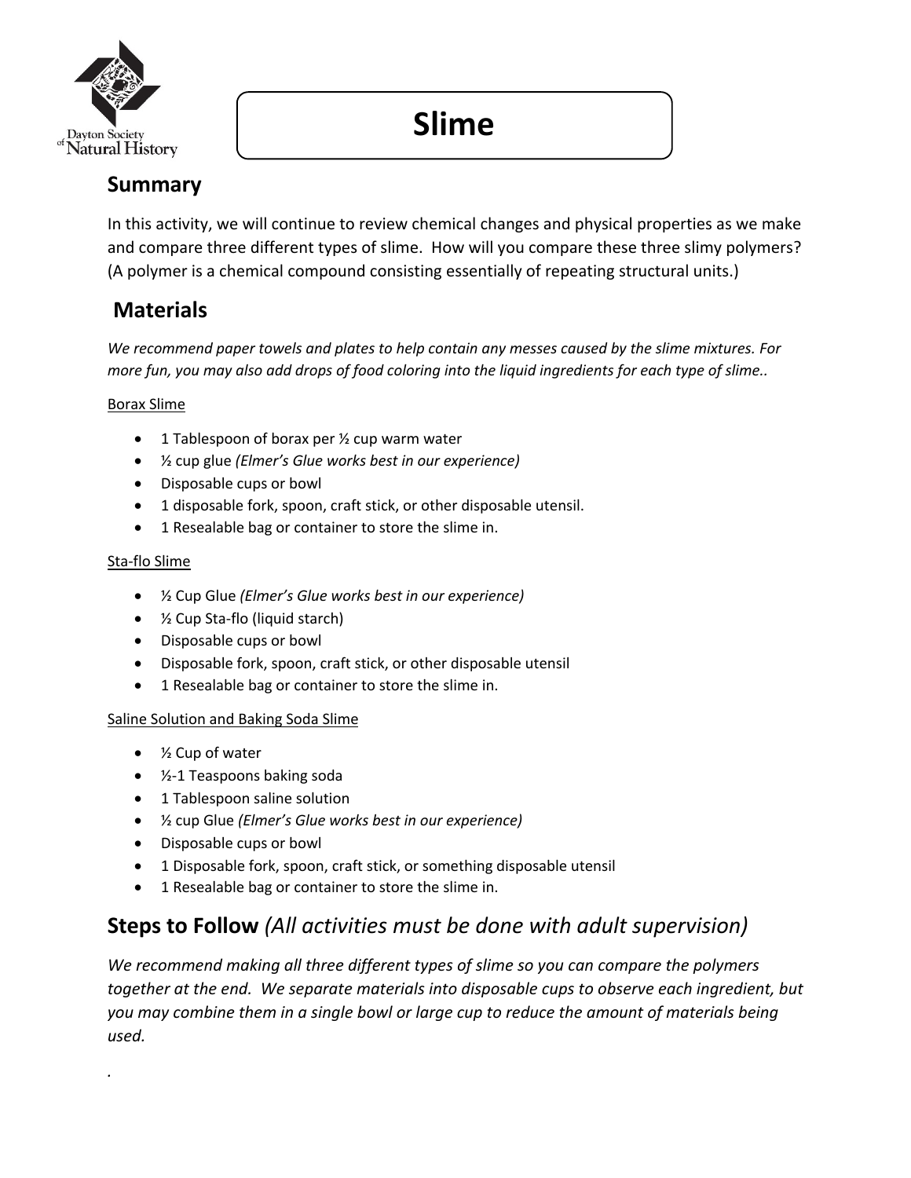# Slime

## Summary

In this activity, we will continue to review chemical changes and physical properties as we make and compare three different types of slime. How will you compare these three slimy polymers? (A polymer is a chemical compound consisting essentially of repeating structural units.)

## Materials

*We recommend paper towels and plates to help contain any messes caused by the slime mixtures. For more fun, you may also add drops of food coloring into the liquid ingredients for each type of slime..*

Borax Slime

- 1 Tablespoon of borax per ½ cup warm water
- ½ cup glue *(Elmer's Glue works best in our experience)*
- Disposable cups or bowl
- 1 disposable fork, spoon, craft stick, or other disposable utensil.
- 1 Resealable bag or container to store the slime in.

Sta-flo Slime

- ½ Cup Glue *(Elmer's Glue works best in our experience)*
- ½ Cup Sta-flo (liquid starch)
- Disposable cups or bowl
- Disposable fork, spoon, craft stick, or other disposable utensil
- 1 Resealable bag or container to store the slime in.

Saline Solution and Baking Soda Slime

- ½ Cup of water
- ½-1 Teaspoons baking soda
- 1 Tablespoon saline solution
- ½ cup Glue *(Elmer's Glue works best in our experience)*
- Disposable cups or bowl
- 1 Disposable fork, spoon, craft stick, or something disposable utensil
- 1 Resealable bag or container to store the slime in.

## Steps to Follow *(All activities must be done with adult supervision)*

*We recommend making all three different types of slime so you can compare the polymers together at the end. We separate materials into disposable cups to observe each ingredient, but you may combine them in a single bowl or large cup to reduce the amount of materials being used.*

.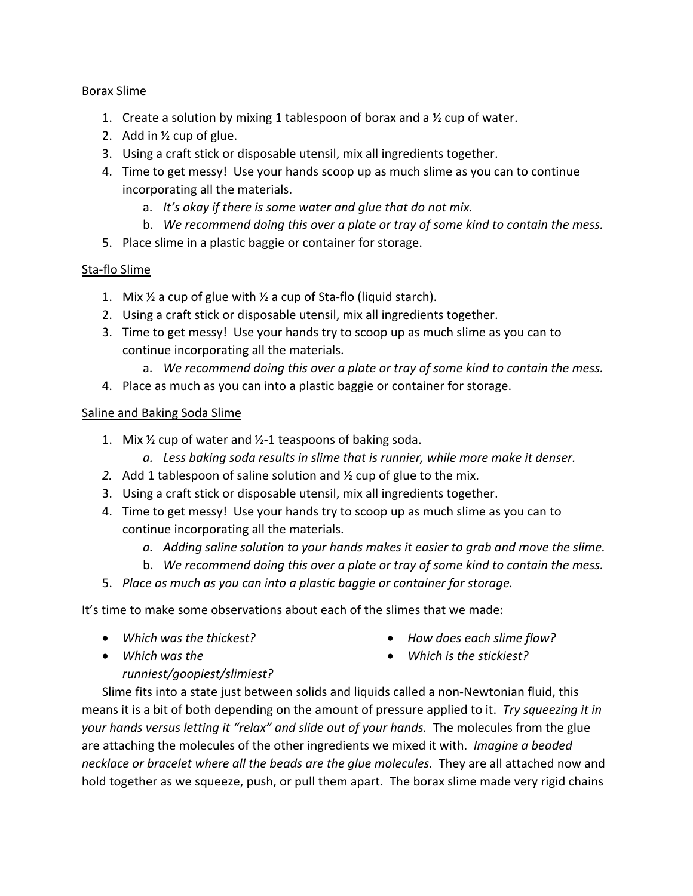Borax Slime

1. Create a solution by mixing 1 tablespoon of borax and a ½ cup of water.
2. Add in ½ cup of glue.
3. Using a craft stick or disposable utensil, mix all ingredients together.
4. Time to get messy! Use your hands scoop up as much slime as you can to continue incorporating all the materials.
   a. *It's okay if there is some water and glue that do not mix.*
   b. *We recommend doing this over a plate or tray of some kind to contain the mess.*
5. Place slime in a plastic baggie or container for storage.

Sta-flo Slime

1. Mix ½ a cup of glue with ½ a cup of Sta-flo (liquid starch).
2. Using a craft stick or disposable utensil, mix all ingredients together.
3. Time to get messy! Use your hands try to scoop up as much slime as you can to continue incorporating all the materials.
   a. *We recommend doing this over a plate or tray of some kind to contain the mess.*
4. Place as much as you can into a plastic baggie or container for storage.

Saline and Baking Soda Slime

1. Mix ½ cup of water and ½-1 teaspoons of baking soda.
   a. *Less baking soda results in slime that is runnier, while more make it denser.*
2. Add 1 tablespoon of saline solution and ½ cup of glue to the mix.
3. Using a craft stick or disposable utensil, mix all ingredients together.
4. Time to get messy! Use your hands try to scoop up as much slime as you can to continue incorporating all the materials.
   a. *Adding saline solution to your hands makes it easier to grab and move the slime.*
   b. *We recommend doing this over a plate or tray of some kind to contain the mess.*
5. *Place as much as you can into a plastic baggie or container for storage.*

It's time to make some observations about each of the slimes that we made:

- *Which was the thickest?*
- *Which was the runniest/goopiest/slimiest?*
- *How does each slime flow?*
- *Which is the stickiest?*

Slime fits into a state just between solids and liquids called a non-Newtonian fluid, this means it is a bit of both depending on the amount of pressure applied to it. *Try squeezing it in your hands versus letting it "relax" and slide out of your hands.* The molecules from the glue are attaching the molecules of the other ingredients we mixed it with. *Imagine a beaded necklace or bracelet where all the beads are the glue molecules.* They are all attached now and hold together as we squeeze, push, or pull them apart. The borax slime made very rigid chains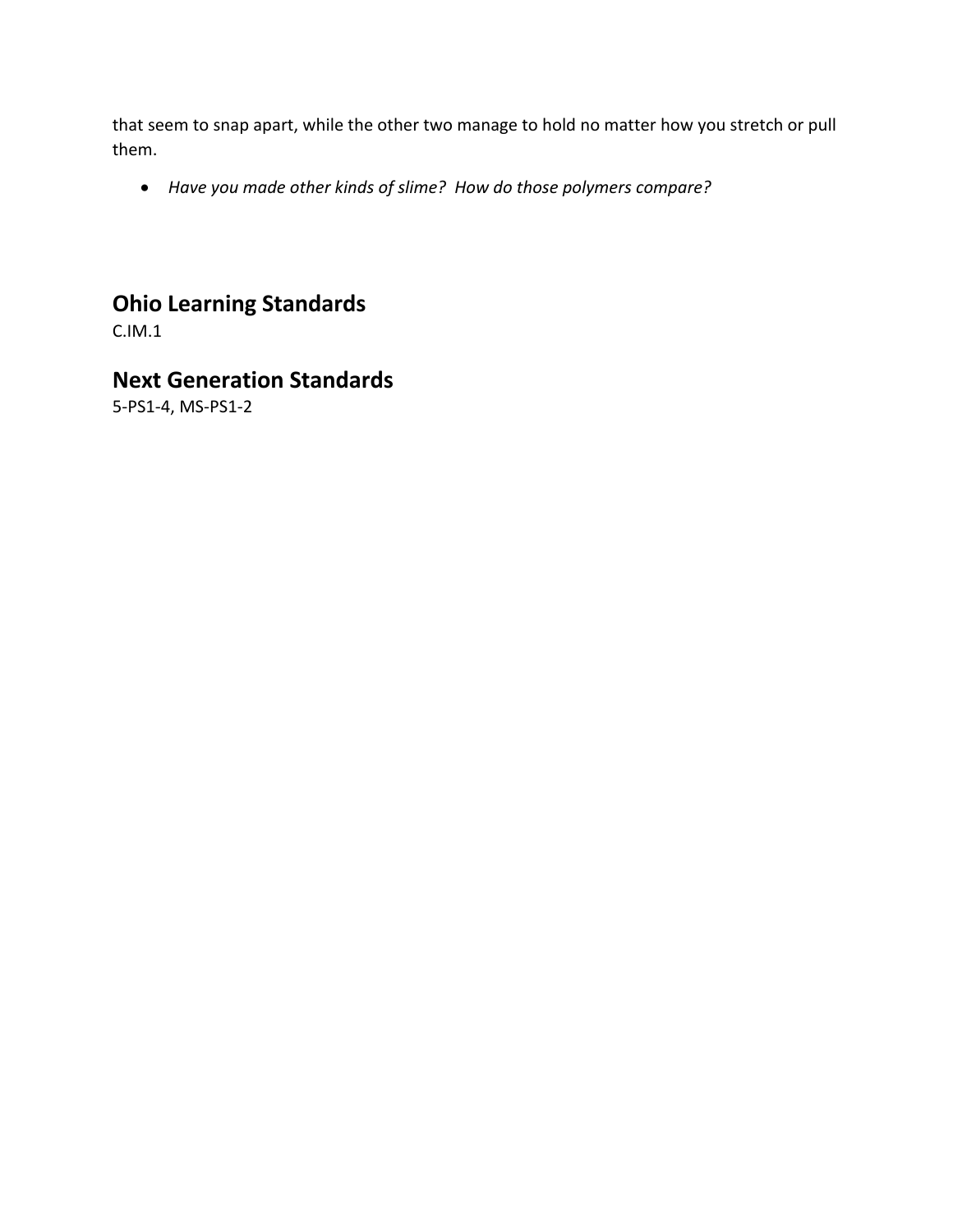that seem to snap apart, while the other two manage to hold no matter how you stretch or pull them.

- *Have you made other kinds of slime? How do those polymers compare?*

## Ohio Learning Standards

C.IM.1

## Next Generation Standards

5-PS1-4, MS-PS1-2